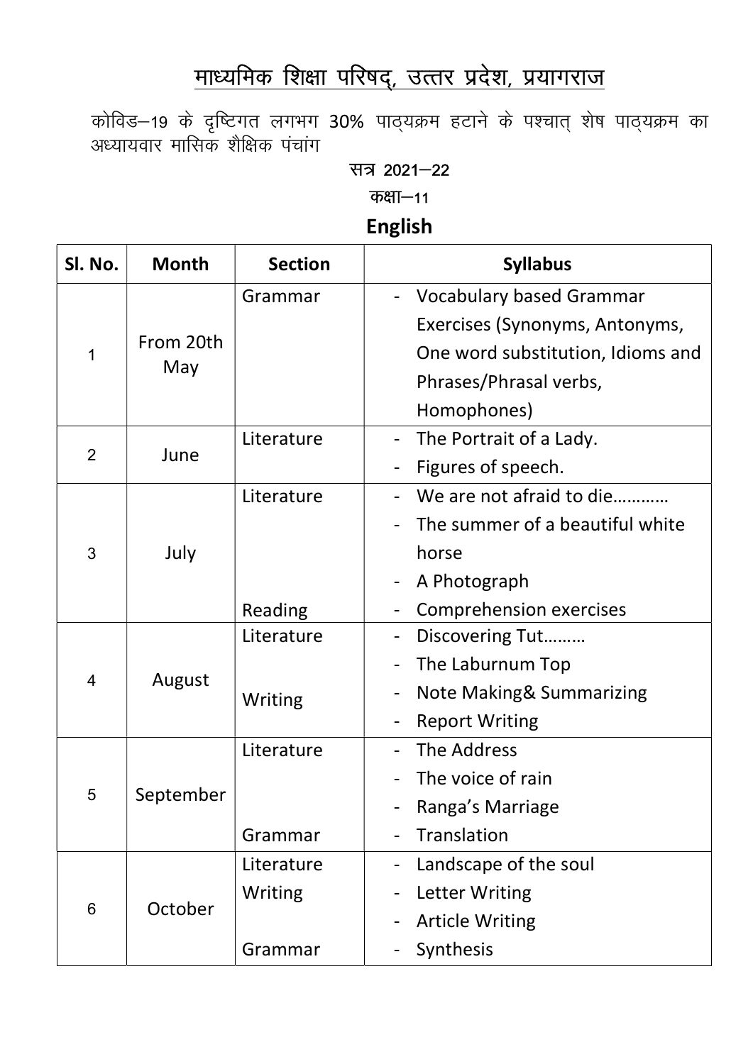# माध्यमिक शिक्षा परिषद्, उत्तर प्रदेश, प्रयागराज

कोविड–19 के दृष्टिगत लगभग 30% पाठ्यक्रम हटाने के पश्चात् शेष पाठ्यक्रम का अध्यायवार मासिक शैक्षिक पंचांग

सत्र 2021–22

कक्षा–11

## English

| Sl. No. | Month | Section | Syllabus |
|---|---|---|---|
| 1 | From 20th May | Grammar | - Vocabulary based Grammar Exercises (Synonyms, Antonyms, One word substitution, Idioms and Phrases/Phrasal verbs, Homophones) |
| 2 | June | Literature | - The Portrait of a Lady.<br>- Figures of speech. |
| 3 | July | Literature<br><br>Reading | - We are not afraid to die…………<br>- The summer of a beautiful white horse<br>- A Photograph<br>- Comprehension exercises |
| 4 | August | Literature<br><br>Writing | - Discovering Tut………<br>- The Laburnum Top<br>- Note Making& Summarizing<br>- Report Writing |
| 5 | September | Literature<br><br>Grammar | - The Address<br>- The voice of rain<br>- Ranga's Marriage<br>- Translation |
| 6 | October | Literature<br>Writing<br><br>Grammar | - Landscape of the soul<br>- Letter Writing<br>- Article Writing<br>- Synthesis |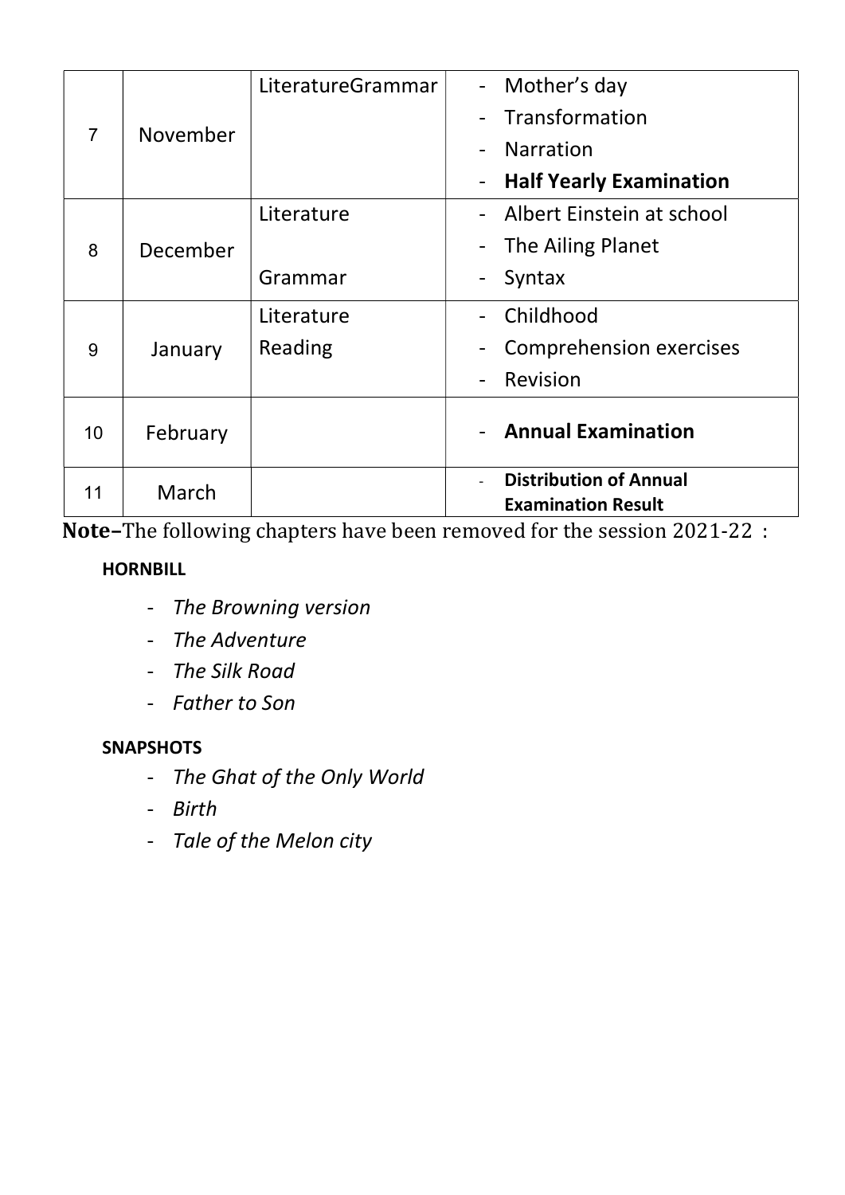| | | | |
|---|---|---|---|
| 7 | November | LiteratureGrammar | - Mother's day<br>- Transformation<br>- Narration<br>- **Half Yearly Examination** |
| 8 | December | Literature<br><br>Grammar | - Albert Einstein at school<br>- The Ailing Planet<br>- Syntax |
| 9 | January | Literature<br>Reading | - Childhood<br>- Comprehension exercises<br>- Revision |
| 10 | February | | - **Annual Examination** |
| 11 | March | | - **Distribution of Annual Examination Result** |

**Note–**The following chapters have been removed for the session 2021-22 :

**HORNBILL**

- *The Browning version*
- *The Adventure*
- *The Silk Road*
- *Father to Son*

**SNAPSHOTS**

- *The Ghat of the Only World*
- *Birth*
- *Tale of the Melon city*